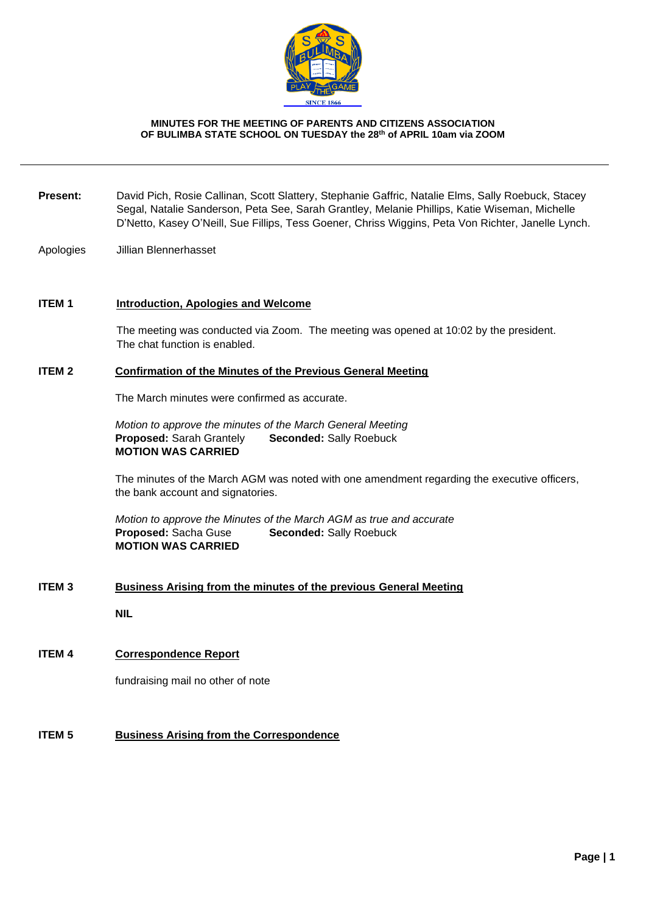**MINUTES FOR THE MEETING OF PARENTS AND CITIZENS ASSOCIATION OF BULIMBA STATE SCHOOL ON TUESDAY the 28th of APRIL 10am via ZOOM**

---

**Present:** David Pich, Rosie Callinan, Scott Slattery, Stephanie Gaffric, Natalie Elms, Sally Roebuck, Stacey Segal, Natalie Sanderson, Peta See, Sarah Grantley, Melanie Phillips, Katie Wiseman, Michelle D'Netto, Kasey O'Neill, Sue Fillips, Tess Goener, Chriss Wiggins, Peta Von Richter, Janelle Lynch.

Apologies Jillian Blennerhasset

## ITEM 1 Introduction, Apologies and Welcome

The meeting was conducted via Zoom. The meeting was opened at 10:02 by the president. The chat function is enabled.

## ITEM 2 Confirmation of the Minutes of the Previous General Meeting

The March minutes were confirmed as accurate.

*Motion to approve the minutes of the March General Meeting*
**Proposed:** Sarah Grantely **Seconded:** Sally Roebuck
**MOTION WAS CARRIED**

The minutes of the March AGM was noted with one amendment regarding the executive officers, the bank account and signatories.

*Motion to approve the Minutes of the March AGM as true and accurate*
**Proposed:** Sacha Guse **Seconded:** Sally Roebuck
**MOTION WAS CARRIED**

## ITEM 3 Business Arising from the minutes of the previous General Meeting

**NIL**

## ITEM 4 Correspondence Report

fundraising mail no other of note

## ITEM 5 Business Arising from the Correspondence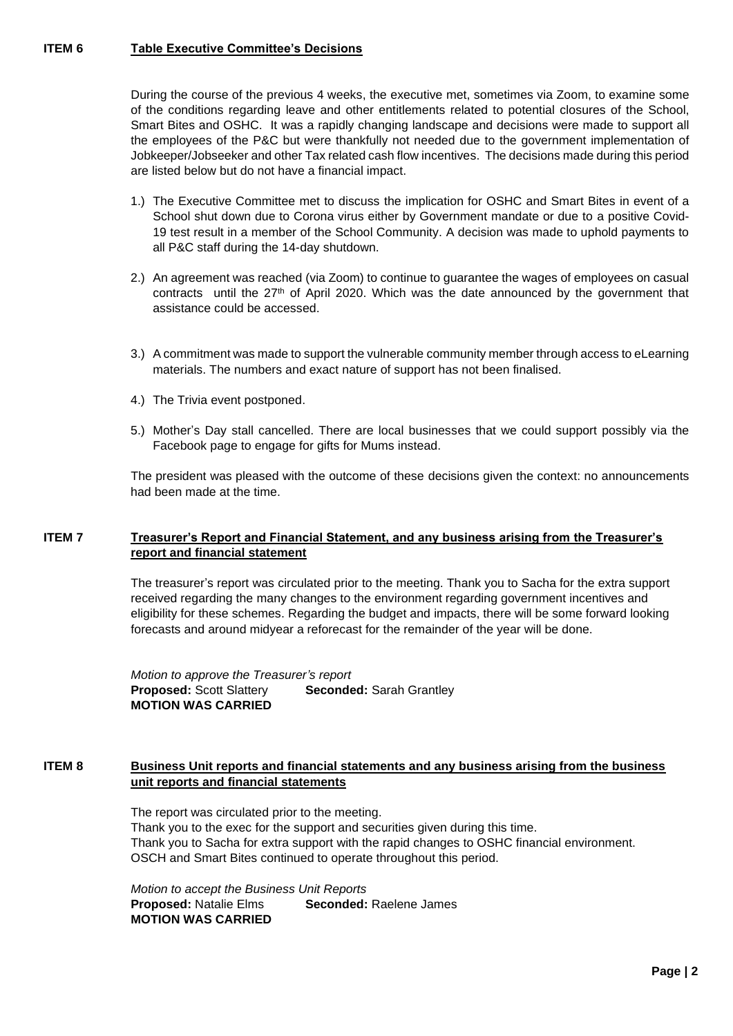## ITEM 6 Table Executive Committee's Decisions

During the course of the previous 4 weeks, the executive met, sometimes via Zoom, to examine some of the conditions regarding leave and other entitlements related to potential closures of the School, Smart Bites and OSHC. It was a rapidly changing landscape and decisions were made to support all the employees of the P&C but were thankfully not needed due to the government implementation of Jobkeeper/Jobseeker and other Tax related cash flow incentives. The decisions made during this period are listed below but do not have a financial impact.

1.) The Executive Committee met to discuss the implication for OSHC and Smart Bites in event of a School shut down due to Corona virus either by Government mandate or due to a positive Covid-19 test result in a member of the School Community. A decision was made to uphold payments to all P&C staff during the 14-day shutdown.

2.) An agreement was reached (via Zoom) to continue to guarantee the wages of employees on casual contracts until the 27th of April 2020. Which was the date announced by the government that assistance could be accessed.

3.) A commitment was made to support the vulnerable community member through access to eLearning materials. The numbers and exact nature of support has not been finalised.

4.) The Trivia event postponed.

5.) Mother's Day stall cancelled. There are local businesses that we could support possibly via the Facebook page to engage for gifts for Mums instead.

The president was pleased with the outcome of these decisions given the context: no announcements had been made at the time.

## ITEM 7 Treasurer's Report and Financial Statement, and any business arising from the Treasurer's report and financial statement

The treasurer's report was circulated prior to the meeting. Thank you to Sacha for the extra support received regarding the many changes to the environment regarding government incentives and eligibility for these schemes. Regarding the budget and impacts, there will be some forward looking forecasts and around midyear a reforecast for the remainder of the year will be done.

*Motion to approve the Treasurer's report*
**Proposed:** Scott Slattery **Seconded:** Sarah Grantley
**MOTION WAS CARRIED**

## ITEM 8 Business Unit reports and financial statements and any business arising from the business unit reports and financial statements

The report was circulated prior to the meeting.
Thank you to the exec for the support and securities given during this time.
Thank you to Sacha for extra support with the rapid changes to OSHC financial environment.
OSCH and Smart Bites continued to operate throughout this period.

*Motion to accept the Business Unit Reports*
**Proposed:** Natalie Elms **Seconded:** Raelene James
**MOTION WAS CARRIED**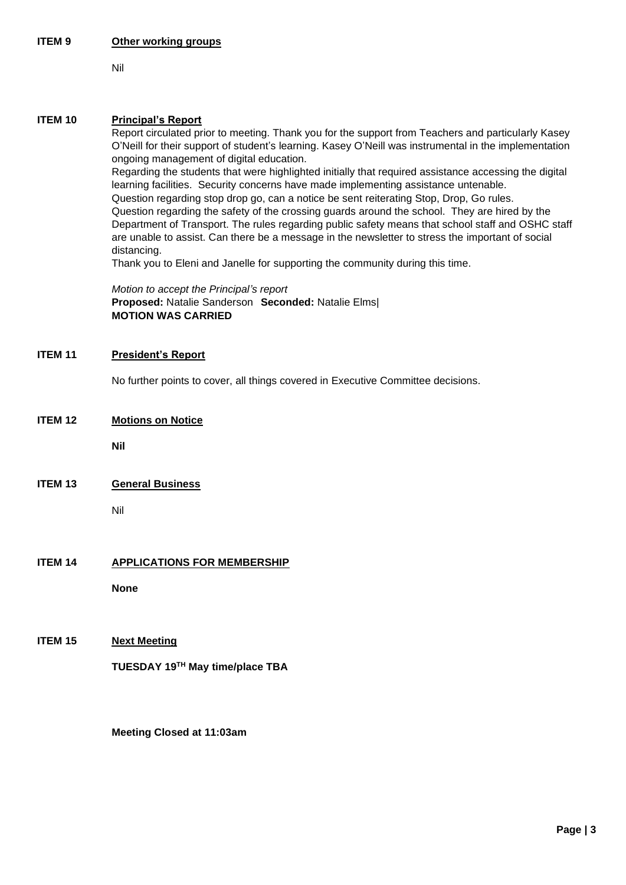**ITEM 9** **Other working groups**

Nil

**ITEM 10** **Principal's Report**

Report circulated prior to meeting. Thank you for the support from Teachers and particularly Kasey O'Neill for their support of student's learning. Kasey O'Neill was instrumental in the implementation ongoing management of digital education.

Regarding the students that were highlighted initially that required assistance accessing the digital learning facilities. Security concerns have made implementing assistance untenable.

Question regarding stop drop go, can a notice be sent reiterating Stop, Drop, Go rules.

Question regarding the safety of the crossing guards around the school. They are hired by the Department of Transport. The rules regarding public safety means that school staff and OSHC staff are unable to assist. Can there be a message in the newsletter to stress the important of social distancing.

Thank you to Eleni and Janelle for supporting the community during this time.

*Motion to accept the Principal's report*

**Proposed:** Natalie Sanderson **Seconded:** Natalie Elms|

**MOTION WAS CARRIED**

**ITEM 11** **President's Report**

No further points to cover, all things covered in Executive Committee decisions.

**ITEM 12** **Motions on Notice**

**Nil**

**ITEM 13** **General Business**

Nil

**ITEM 14** **APPLICATIONS FOR MEMBERSHIP**

**None**

**ITEM 15** **Next Meeting**

**TUESDAY 19TH May time/place TBA**

**Meeting Closed at 11:03am**